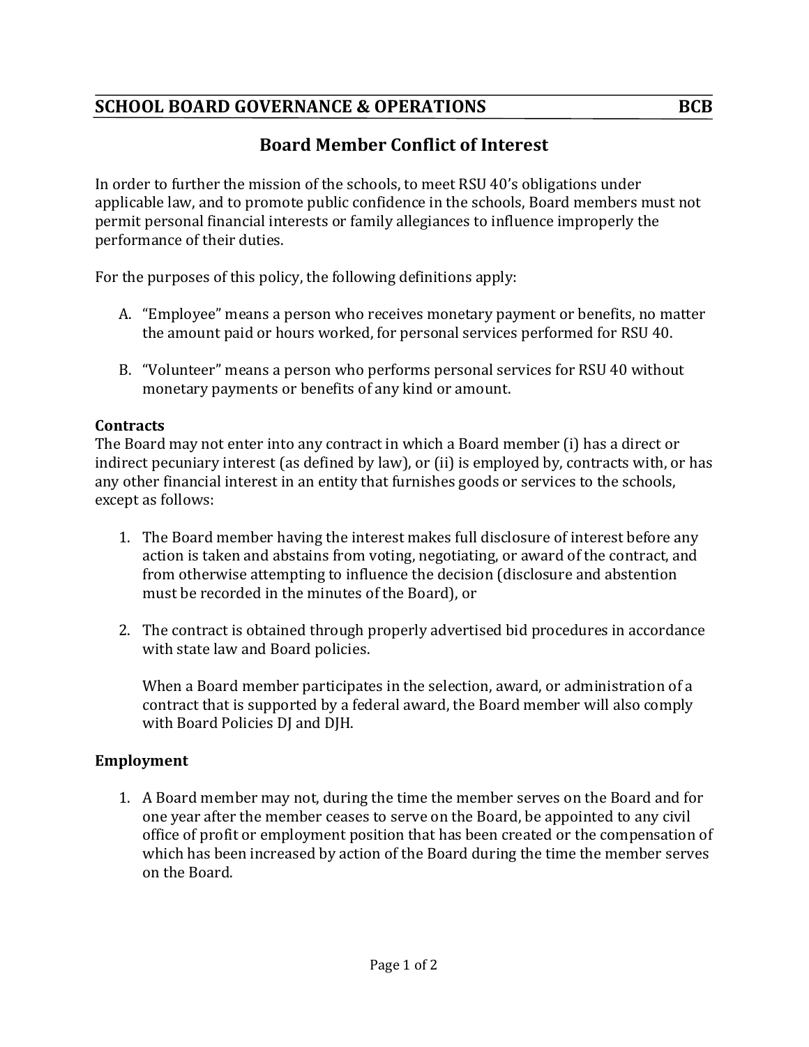## SCHOOL BOARD GOVERNANCE & OPERATIONS BCB

# Board Member Conflict of Interest

In order to further the mission of the schools, to meet RSU 40's obligations under applicable law, and to promote public confidence in the schools, Board members must not permit personal financial interests or family allegiances to influence improperly the performance of their duties.

For the purposes of this policy, the following definitions apply:

A. "Employee" means a person who receives monetary payment or benefits, no matter the amount paid or hours worked, for personal services performed for RSU 40.

B. "Volunteer" means a person who performs personal services for RSU 40 without monetary payments or benefits of any kind or amount.

**Contracts**

The Board may not enter into any contract in which a Board member (i) has a direct or indirect pecuniary interest (as defined by law), or (ii) is employed by, contracts with, or has any other financial interest in an entity that furnishes goods or services to the schools, except as follows:

1. The Board member having the interest makes full disclosure of interest before any action is taken and abstains from voting, negotiating, or award of the contract, and from otherwise attempting to influence the decision (disclosure and abstention must be recorded in the minutes of the Board), or

2. The contract is obtained through properly advertised bid procedures in accordance with state law and Board policies.

   When a Board member participates in the selection, award, or administration of a contract that is supported by a federal award, the Board member will also comply with Board Policies DJ and DJH.

**Employment**

1. A Board member may not, during the time the member serves on the Board and for one year after the member ceases to serve on the Board, be appointed to any civil office of profit or employment position that has been created or the compensation of which has been increased by action of the Board during the time the member serves on the Board.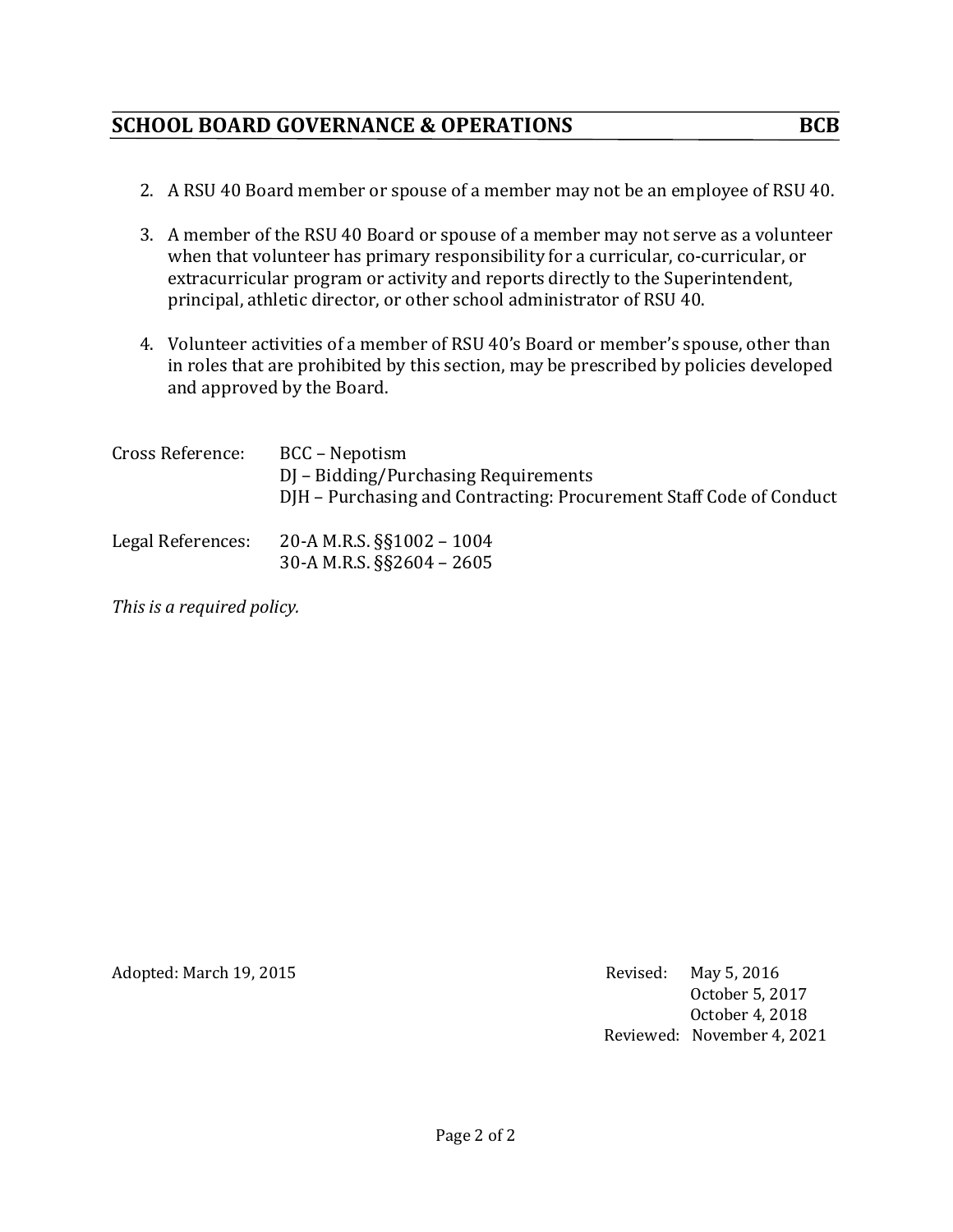2. A RSU 40 Board member or spouse of a member may not be an employee of RSU 40.

3. A member of the RSU 40 Board or spouse of a member may not serve as a volunteer when that volunteer has primary responsibility for a curricular, co-curricular, or extracurricular program or activity and reports directly to the Superintendent, principal, athletic director, or other school administrator of RSU 40.

4. Volunteer activities of a member of RSU 40's Board or member's spouse, other than in roles that are prohibited by this section, may be prescribed by policies developed and approved by the Board.

Cross Reference: BCC – Nepotism
DJ – Bidding/Purchasing Requirements
DJH – Purchasing and Contracting: Procurement Staff Code of Conduct

Legal References: 20-A M.R.S. §§1002 – 1004
30-A M.R.S. §§2604 – 2605

*This is a required policy.*

Adopted: March 19, 2015

Revised: May 5, 2016
October 5, 2017
October 4, 2018
Reviewed: November 4, 2021